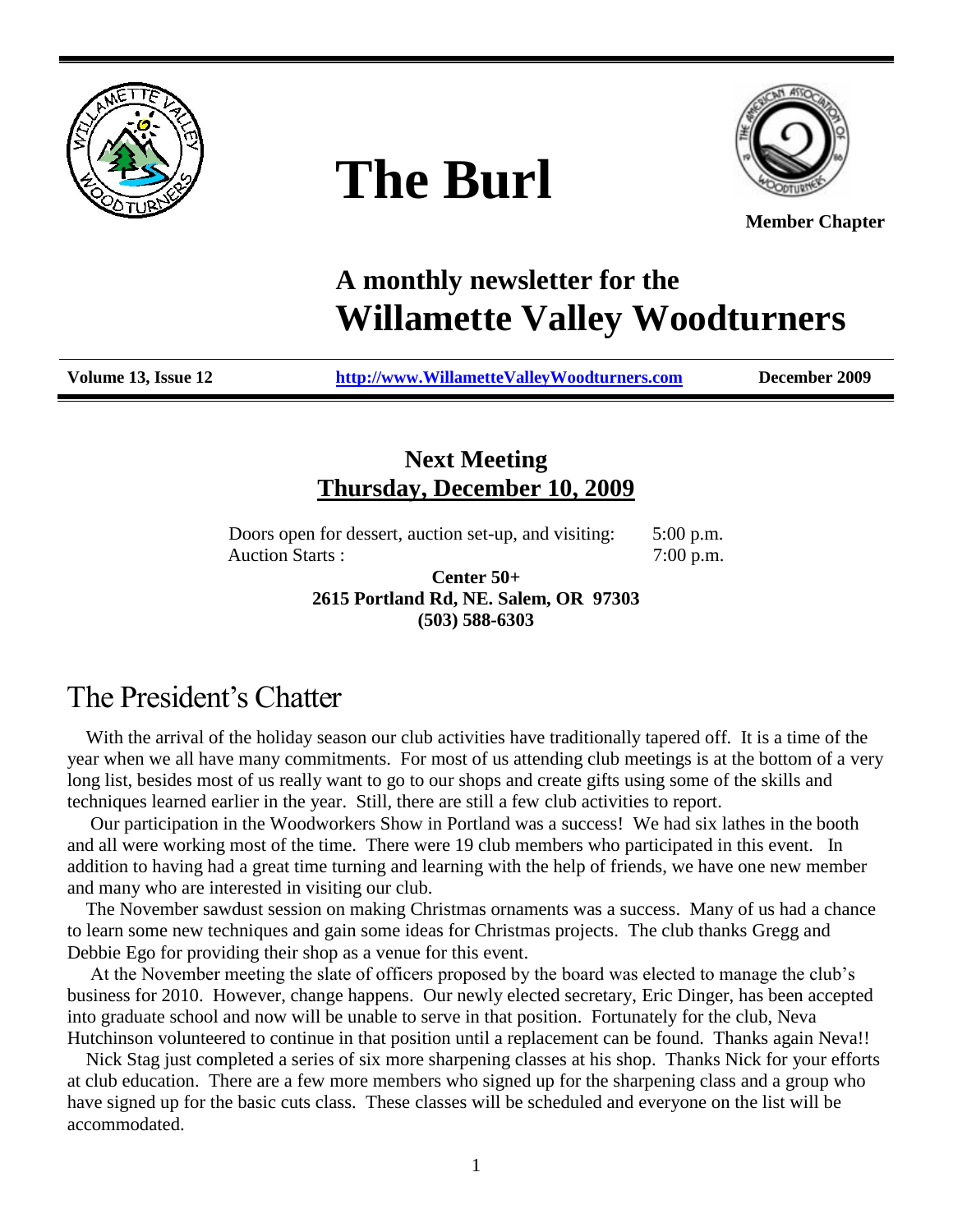# The Burl

**Member Chapter**

## A monthly newsletter for the Willamette Valley Woodturners

**Volume 13, Issue 12** | **http://www.WillametteValleyWoodturners.com** | **December 2009**

### Next Meeting
### Thursday, December 10, 2009

Doors open for dessert, auction set-up, and visiting: 5:00 p.m.
Auction Starts : 7:00 p.m.

**Center 50+**
**2615 Portland Rd, NE. Salem, OR 97303**
**(503) 588-6303**

## The President's Chatter

With the arrival of the holiday season our club activities have traditionally tapered off. It is a time of the year when we all have many commitments. For most of us attending club meetings is at the bottom of a very long list, besides most of us really want to go to our shops and create gifts using some of the skills and techniques learned earlier in the year. Still, there are still a few club activities to report.

Our participation in the Woodworkers Show in Portland was a success! We had six lathes in the booth and all were working most of the time. There were 19 club members who participated in this event. In addition to having had a great time turning and learning with the help of friends, we have one new member and many who are interested in visiting our club.

The November sawdust session on making Christmas ornaments was a success. Many of us had a chance to learn some new techniques and gain some ideas for Christmas projects. The club thanks Gregg and Debbie Ego for providing their shop as a venue for this event.

At the November meeting the slate of officers proposed by the board was elected to manage the club's business for 2010. However, change happens. Our newly elected secretary, Eric Dinger, has been accepted into graduate school and now will be unable to serve in that position. Fortunately for the club, Neva Hutchinson volunteered to continue in that position until a replacement can be found. Thanks again Neva!!

Nick Stag just completed a series of six more sharpening classes at his shop. Thanks Nick for your efforts at club education. There are a few more members who signed up for the sharpening class and a group who have signed up for the basic cuts class. These classes will be scheduled and everyone on the list will be accommodated.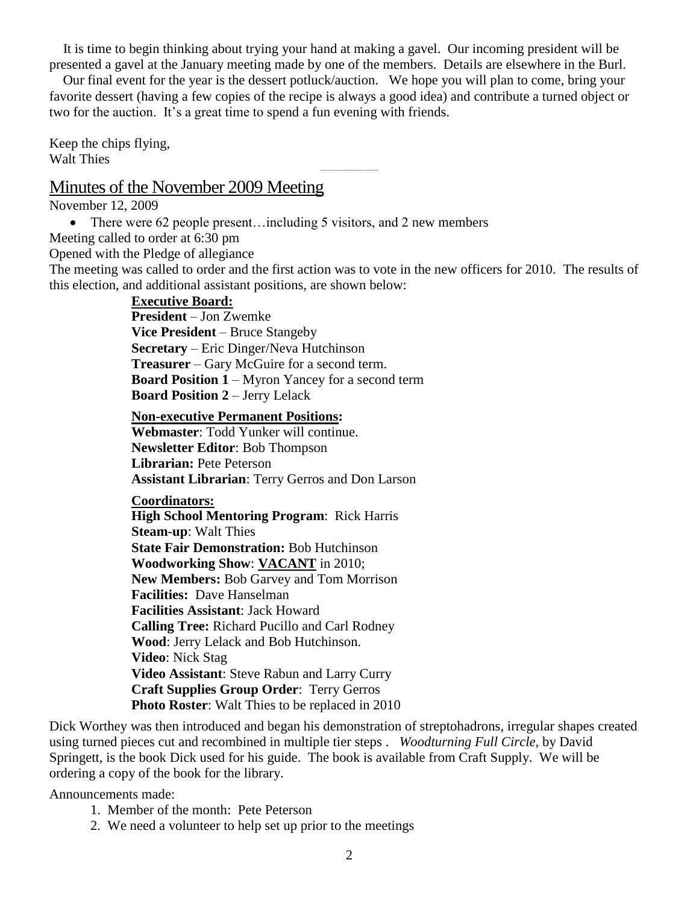It is time to begin thinking about trying your hand at making a gavel. Our incoming president will be presented a gavel at the January meeting made by one of the members. Details are elsewhere in the Burl.

Our final event for the year is the dessert potluck/auction. We hope you will plan to come, bring your favorite dessert (having a few copies of the recipe is always a good idea) and contribute a turned object or two for the auction. It's a great time to spend a fun evening with friends.

Keep the chips flying,
Walt Thies

## Minutes of the November 2009 Meeting

November 12, 2009

- There were 62 people present…including 5 visitors, and 2 new members

Meeting called to order at 6:30 pm

Opened with the Pledge of allegiance

The meeting was called to order and the first action was to vote in the new officers for 2010. The results of this election, and additional assistant positions, are shown below:

**Executive Board:**
**President** – Jon Zwemke
**Vice President** – Bruce Stangeby
**Secretary** – Eric Dinger/Neva Hutchinson
**Treasurer** – Gary McGuire for a second term.
**Board Position 1** – Myron Yancey for a second term
**Board Position 2** – Jerry Lelack

**Non-executive Permanent Positions:**
**Webmaster**: Todd Yunker will continue.
**Newsletter Editor**: Bob Thompson
**Librarian:** Pete Peterson
**Assistant Librarian**: Terry Gerros and Don Larson

**Coordinators:**
**High School Mentoring Program**: Rick Harris
**Steam-up**: Walt Thies
**State Fair Demonstration:** Bob Hutchinson
**Woodworking Show**: **VACANT** in 2010;
**New Members:** Bob Garvey and Tom Morrison
**Facilities:** Dave Hanselman
**Facilities Assistant**: Jack Howard
**Calling Tree:** Richard Pucillo and Carl Rodney
**Wood**: Jerry Lelack and Bob Hutchinson.
**Video**: Nick Stag
**Video Assistant**: Steve Rabun and Larry Curry
**Craft Supplies Group Order**: Terry Gerros
**Photo Roster**: Walt Thies to be replaced in 2010

Dick Worthey was then introduced and began his demonstration of streptohadrons, irregular shapes created using turned pieces cut and recombined in multiple tier steps . *Woodturning Full Circle,* by David Springett, is the book Dick used for his guide. The book is available from Craft Supply. We will be ordering a copy of the book for the library.

Announcements made:

1. Member of the month: Pete Peterson
2. We need a volunteer to help set up prior to the meetings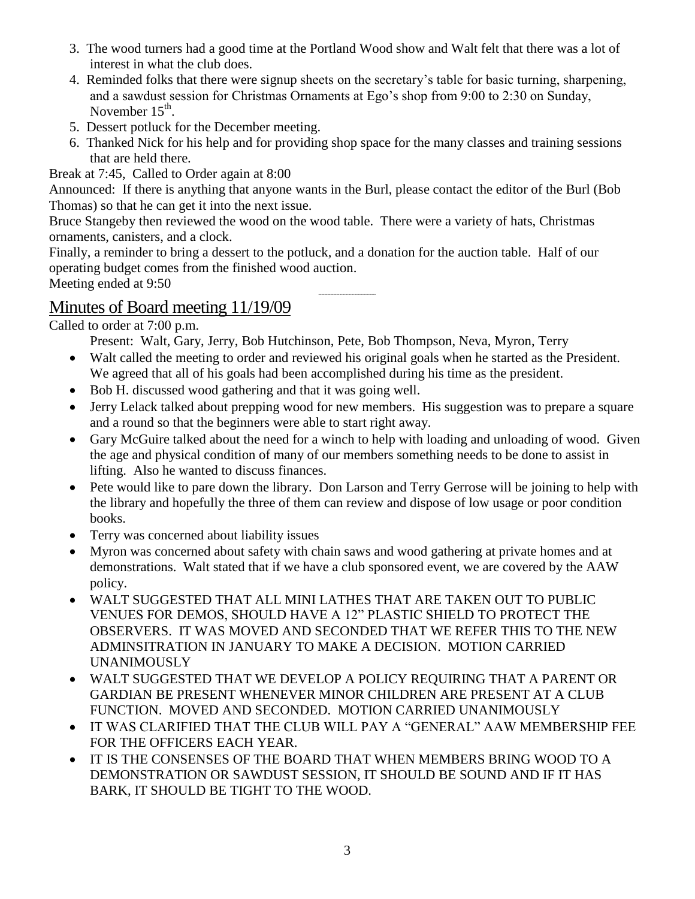3. The wood turners had a good time at the Portland Wood show and Walt felt that there was a lot of interest in what the club does.
4. Reminded folks that there were signup sheets on the secretary's table for basic turning, sharpening, and a sawdust session for Christmas Ornaments at Ego's shop from 9:00 to 2:30 on Sunday, November 15th.
5. Dessert potluck for the December meeting.
6. Thanked Nick for his help and for providing shop space for the many classes and training sessions that are held there.

Break at 7:45, Called to Order again at 8:00

Announced: If there is anything that anyone wants in the Burl, please contact the editor of the Burl (Bob Thomas) so that he can get it into the next issue.

Bruce Stangeby then reviewed the wood on the wood table. There were a variety of hats, Christmas ornaments, canisters, and a clock.

Finally, a reminder to bring a dessert to the potluck, and a donation for the auction table. Half of our operating budget comes from the finished wood auction.

Meeting ended at 9:50

## Minutes of Board meeting 11/19/09

Called to order at 7:00 p.m.

Present: Walt, Gary, Jerry, Bob Hutchinson, Pete, Bob Thompson, Neva, Myron, Terry

- Walt called the meeting to order and reviewed his original goals when he started as the President. We agreed that all of his goals had been accomplished during his time as the president.
- Bob H. discussed wood gathering and that it was going well.
- Jerry Lelack talked about prepping wood for new members. His suggestion was to prepare a square and a round so that the beginners were able to start right away.
- Gary McGuire talked about the need for a winch to help with loading and unloading of wood. Given the age and physical condition of many of our members something needs to be done to assist in lifting. Also he wanted to discuss finances.
- Pete would like to pare down the library. Don Larson and Terry Gerrose will be joining to help with the library and hopefully the three of them can review and dispose of low usage or poor condition books.
- Terry was concerned about liability issues
- Myron was concerned about safety with chain saws and wood gathering at private homes and at demonstrations. Walt stated that if we have a club sponsored event, we are covered by the AAW policy.
- WALT SUGGESTED THAT ALL MINI LATHES THAT ARE TAKEN OUT TO PUBLIC VENUES FOR DEMOS, SHOULD HAVE A 12" PLASTIC SHIELD TO PROTECT THE OBSERVERS. IT WAS MOVED AND SECONDED THAT WE REFER THIS TO THE NEW ADMINSITRATION IN JANUARY TO MAKE A DECISION. MOTION CARRIED UNANIMOUSLY
- WALT SUGGESTED THAT WE DEVELOP A POLICY REQUIRING THAT A PARENT OR GARDIAN BE PRESENT WHENEVER MINOR CHILDREN ARE PRESENT AT A CLUB FUNCTION. MOVED AND SECONDED. MOTION CARRIED UNANIMOUSLY
- IT WAS CLARIFIED THAT THE CLUB WILL PAY A "GENERAL" AAW MEMBERSHIP FEE FOR THE OFFICERS EACH YEAR.
- IT IS THE CONSENSES OF THE BOARD THAT WHEN MEMBERS BRING WOOD TO A DEMONSTRATION OR SAWDUST SESSION, IT SHOULD BE SOUND AND IF IT HAS BARK, IT SHOULD BE TIGHT TO THE WOOD.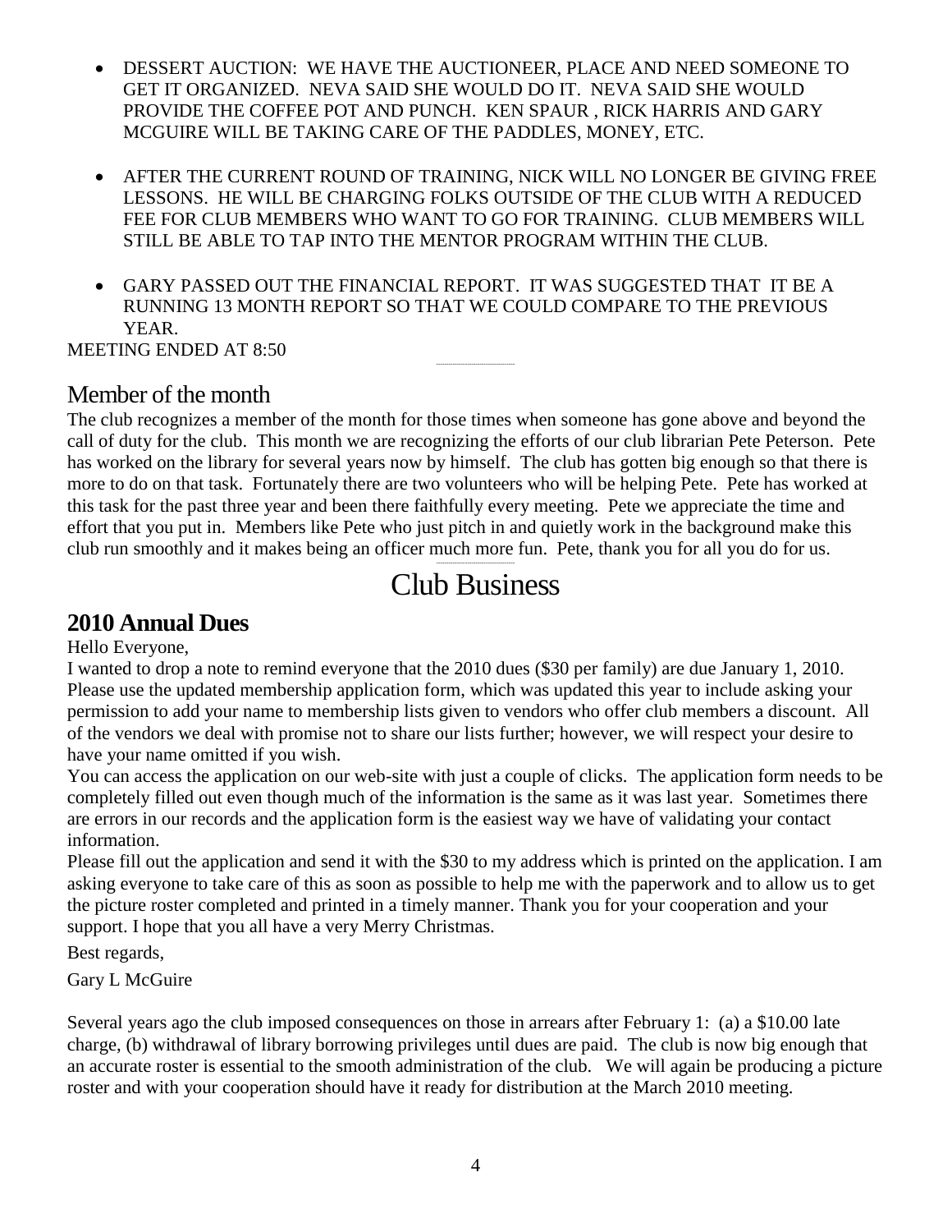- DESSERT AUCTION: WE HAVE THE AUCTIONEER, PLACE AND NEED SOMEONE TO GET IT ORGANIZED. NEVA SAID SHE WOULD DO IT. NEVA SAID SHE WOULD PROVIDE THE COFFEE POT AND PUNCH. KEN SPAUR , RICK HARRIS AND GARY MCGUIRE WILL BE TAKING CARE OF THE PADDLES, MONEY, ETC.

- AFTER THE CURRENT ROUND OF TRAINING, NICK WILL NO LONGER BE GIVING FREE LESSONS. HE WILL BE CHARGING FOLKS OUTSIDE OF THE CLUB WITH A REDUCED FEE FOR CLUB MEMBERS WHO WANT TO GO FOR TRAINING. CLUB MEMBERS WILL STILL BE ABLE TO TAP INTO THE MENTOR PROGRAM WITHIN THE CLUB.

- GARY PASSED OUT THE FINANCIAL REPORT. IT WAS SUGGESTED THAT IT BE A RUNNING 13 MONTH REPORT SO THAT WE COULD COMPARE TO THE PREVIOUS YEAR.

MEETING ENDED AT 8:50

## Member of the month

The club recognizes a member of the month for those times when someone has gone above and beyond the call of duty for the club. This month we are recognizing the efforts of our club librarian Pete Peterson. Pete has worked on the library for several years now by himself. The club has gotten big enough so that there is more to do on that task. Fortunately there are two volunteers who will be helping Pete. Pete has worked at this task for the past three year and been there faithfully every meeting. Pete we appreciate the time and effort that you put in. Members like Pete who just pitch in and quietly work in the background make this club run smoothly and it makes being an officer much more fun. Pete, thank you for all you do for us.

# Club Business

## 2010 Annual Dues

Hello Everyone,

I wanted to drop a note to remind everyone that the 2010 dues ($30 per family) are due January 1, 2010. Please use the updated membership application form, which was updated this year to include asking your permission to add your name to membership lists given to vendors who offer club members a discount. All of the vendors we deal with promise not to share our lists further; however, we will respect your desire to have your name omitted if you wish.

You can access the application on our web-site with just a couple of clicks. The application form needs to be completely filled out even though much of the information is the same as it was last year. Sometimes there are errors in our records and the application form is the easiest way we have of validating your contact information.

Please fill out the application and send it with the $30 to my address which is printed on the application. I am asking everyone to take care of this as soon as possible to help me with the paperwork and to allow us to get the picture roster completed and printed in a timely manner. Thank you for your cooperation and your support. I hope that you all have a very Merry Christmas.

Best regards,

Gary L McGuire

Several years ago the club imposed consequences on those in arrears after February 1: (a) a $10.00 late charge, (b) withdrawal of library borrowing privileges until dues are paid. The club is now big enough that an accurate roster is essential to the smooth administration of the club. We will again be producing a picture roster and with your cooperation should have it ready for distribution at the March 2010 meeting.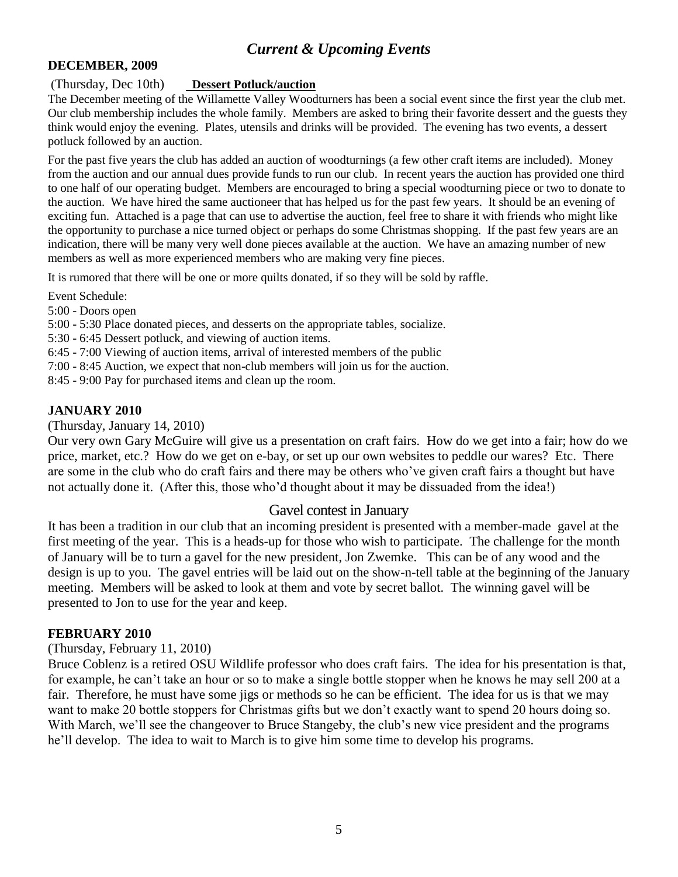## *Current & Upcoming Events*

### DECEMBER, 2009

(Thursday, Dec 10th) **Dessert Potluck/auction**

The December meeting of the Willamette Valley Woodturners has been a social event since the first year the club met. Our club membership includes the whole family. Members are asked to bring their favorite dessert and the guests they think would enjoy the evening. Plates, utensils and drinks will be provided. The evening has two events, a dessert potluck followed by an auction.

For the past five years the club has added an auction of woodturnings (a few other craft items are included). Money from the auction and our annual dues provide funds to run our club. In recent years the auction has provided one third to one half of our operating budget. Members are encouraged to bring a special woodturning piece or two to donate to the auction. We have hired the same auctioneer that has helped us for the past few years. It should be an evening of exciting fun. Attached is a page that can use to advertise the auction, feel free to share it with friends who might like the opportunity to purchase a nice turned object or perhaps do some Christmas shopping. If the past few years are an indication, there will be many very well done pieces available at the auction. We have an amazing number of new members as well as more experienced members who are making very fine pieces.

It is rumored that there will be one or more quilts donated, if so they will be sold by raffle.

Event Schedule:

5:00 - Doors open
5:00 - 5:30 Place donated pieces, and desserts on the appropriate tables, socialize.
5:30 - 6:45 Dessert potluck, and viewing of auction items.
6:45 - 7:00 Viewing of auction items, arrival of interested members of the public
7:00 - 8:45 Auction, we expect that non-club members will join us for the auction.
8:45 - 9:00 Pay for purchased items and clean up the room.

### JANUARY 2010

(Thursday, January 14, 2010)

Our very own Gary McGuire will give us a presentation on craft fairs. How do we get into a fair; how do we price, market, etc.? How do we get on e-bay, or set up our own websites to peddle our wares? Etc. There are some in the club who do craft fairs and there may be others who've given craft fairs a thought but have not actually done it. (After this, those who'd thought about it may be dissuaded from the idea!)

### Gavel contest in January

It has been a tradition in our club that an incoming president is presented with a member-made gavel at the first meeting of the year. This is a heads-up for those who wish to participate. The challenge for the month of January will be to turn a gavel for the new president, Jon Zwemke. This can be of any wood and the design is up to you. The gavel entries will be laid out on the show-n-tell table at the beginning of the January meeting. Members will be asked to look at them and vote by secret ballot. The winning gavel will be presented to Jon to use for the year and keep.

### FEBRUARY 2010

(Thursday, February 11, 2010)

Bruce Coblenz is a retired OSU Wildlife professor who does craft fairs. The idea for his presentation is that, for example, he can't take an hour or so to make a single bottle stopper when he knows he may sell 200 at a fair. Therefore, he must have some jigs or methods so he can be efficient. The idea for us is that we may want to make 20 bottle stoppers for Christmas gifts but we don't exactly want to spend 20 hours doing so. With March, we'll see the changeover to Bruce Stangeby, the club's new vice president and the programs he'll develop. The idea to wait to March is to give him some time to develop his programs.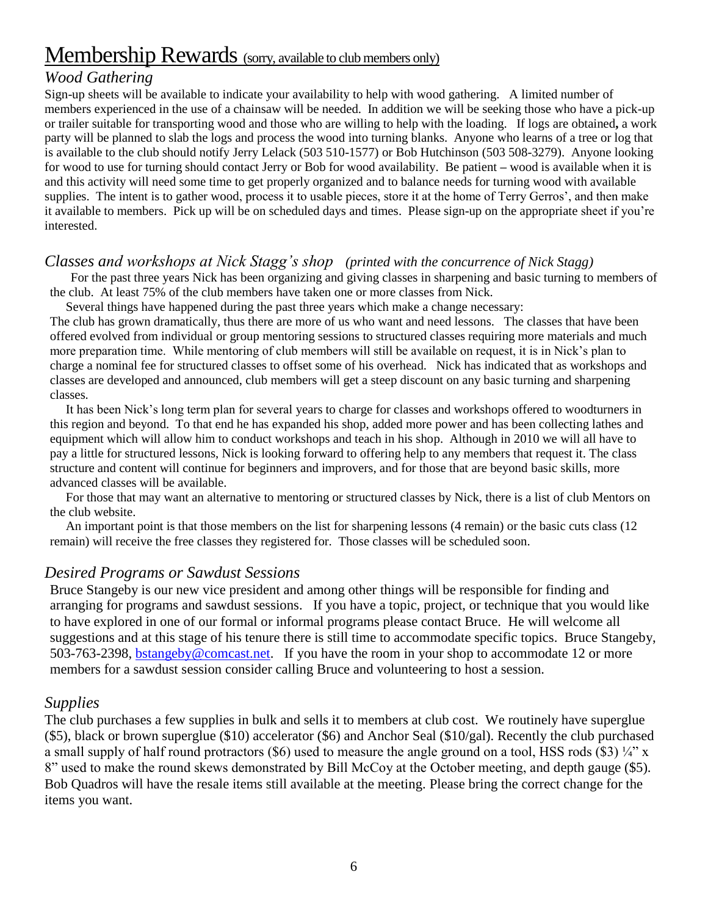# Membership Rewards (sorry, available to club members only)

## *Wood Gathering*

Sign-up sheets will be available to indicate your availability to help with wood gathering. A limited number of members experienced in the use of a chainsaw will be needed. In addition we will be seeking those who have a pick-up or trailer suitable for transporting wood and those who are willing to help with the loading. If logs are obtained**,** a work party will be planned to slab the logs and process the wood into turning blanks. Anyone who learns of a tree or log that is available to the club should notify Jerry Lelack (503 510-1577) or Bob Hutchinson (503 508-3279). Anyone looking for wood to use for turning should contact Jerry or Bob for wood availability. Be patient – wood is available when it is and this activity will need some time to get properly organized and to balance needs for turning wood with available supplies. The intent is to gather wood, process it to usable pieces, store it at the home of Terry Gerros', and then make it available to members. Pick up will be on scheduled days and times. Please sign-up on the appropriate sheet if you're interested.

## *Classes and workshops at Nick Stagg's shop* *(printed with the concurrence of Nick Stagg)*

For the past three years Nick has been organizing and giving classes in sharpening and basic turning to members of the club. At least 75% of the club members have taken one or more classes from Nick.

Several things have happened during the past three years which make a change necessary:

The club has grown dramatically, thus there are more of us who want and need lessons. The classes that have been offered evolved from individual or group mentoring sessions to structured classes requiring more materials and much more preparation time. While mentoring of club members will still be available on request, it is in Nick's plan to charge a nominal fee for structured classes to offset some of his overhead. Nick has indicated that as workshops and classes are developed and announced, club members will get a steep discount on any basic turning and sharpening classes.

It has been Nick's long term plan for several years to charge for classes and workshops offered to woodturners in this region and beyond. To that end he has expanded his shop, added more power and has been collecting lathes and equipment which will allow him to conduct workshops and teach in his shop. Although in 2010 we will all have to pay a little for structured lessons, Nick is looking forward to offering help to any members that request it. The class structure and content will continue for beginners and improvers, and for those that are beyond basic skills, more advanced classes will be available.

For those that may want an alternative to mentoring or structured classes by Nick, there is a list of club Mentors on the club website.

An important point is that those members on the list for sharpening lessons (4 remain) or the basic cuts class (12 remain) will receive the free classes they registered for. Those classes will be scheduled soon.

## *Desired Programs or Sawdust Sessions*

Bruce Stangeby is our new vice president and among other things will be responsible for finding and arranging for programs and sawdust sessions. If you have a topic, project, or technique that you would like to have explored in one of our formal or informal programs please contact Bruce. He will welcome all suggestions and at this stage of his tenure there is still time to accommodate specific topics. Bruce Stangeby, 503-763-2398, bstangeby@comcast.net. If you have the room in your shop to accommodate 12 or more members for a sawdust session consider calling Bruce and volunteering to host a session.

## *Supplies*

The club purchases a few supplies in bulk and sells it to members at club cost. We routinely have superglue ($5), black or brown superglue ($10) accelerator ($6) and Anchor Seal ($10/gal). Recently the club purchased a small supply of half round protractors ($6) used to measure the angle ground on a tool, HSS rods ($3) ¼" x 8" used to make the round skews demonstrated by Bill McCoy at the October meeting, and depth gauge ($5). Bob Quadros will have the resale items still available at the meeting. Please bring the correct change for the items you want.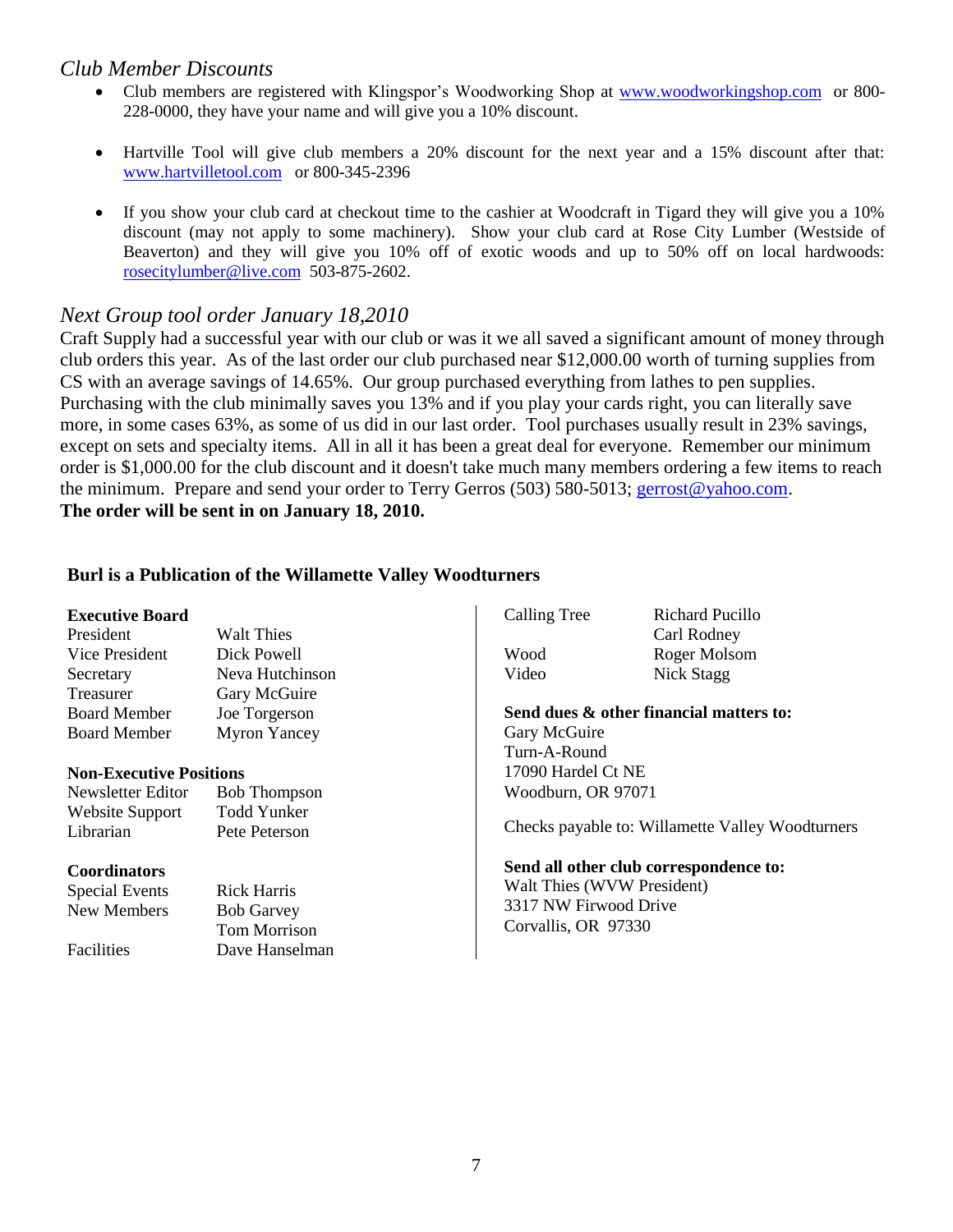## *Club Member Discounts*

- Club members are registered with Klingspor's Woodworking Shop at www.woodworkingshop.com or 800-228-0000, they have your name and will give you a 10% discount.

- Hartville Tool will give club members a 20% discount for the next year and a 15% discount after that: www.hartvilletool.com or 800-345-2396

- If you show your club card at checkout time to the cashier at Woodcraft in Tigard they will give you a 10% discount (may not apply to some machinery). Show your club card at Rose City Lumber (Westside of Beaverton) and they will give you 10% off of exotic woods and up to 50% off on local hardwoods: rosecitylumber@live.com 503-875-2602.

## *Next Group tool order January 18,2010*

Craft Supply had a successful year with our club or was it we all saved a significant amount of money through club orders this year. As of the last order our club purchased near $12,000.00 worth of turning supplies from CS with an average savings of 14.65%. Our group purchased everything from lathes to pen supplies. Purchasing with the club minimally saves you 13% and if you play your cards right, you can literally save more, in some cases 63%, as some of us did in our last order. Tool purchases usually result in 23% savings, except on sets and specialty items. All in all it has been a great deal for everyone. Remember our minimum order is $1,000.00 for the club discount and it doesn't take much many members ordering a few items to reach the minimum. Prepare and send your order to Terry Gerros (503) 580-5013; gerrost@yahoo.com.
**The order will be sent in on January 18, 2010.**

**Burl is a Publication of the Willamette Valley Woodturners**

**Executive Board**

| | |
|---|---|
| President | Walt Thies |
| Vice President | Dick Powell |
| Secretary | Neva Hutchinson |
| Treasurer | Gary McGuire |
| Board Member | Joe Torgerson |
| Board Member | Myron Yancey |

**Non-Executive Positions**

| | |
|---|---|
| Newsletter Editor | Bob Thompson |
| Website Support | Todd Yunker |
| Librarian | Pete Peterson |

**Coordinators**

| | |
|---|---|
| Special Events | Rick Harris |
| New Members | Bob Garvey |
| | Tom Morrison |
| Facilities | Dave Hanselman |
| Calling Tree | Richard Pucillo |
| | Carl Rodney |
| Wood | Roger Molsom |
| Video | Nick Stagg |

**Send dues & other financial matters to:**
Gary McGuire
Turn-A-Round
17090 Hardel Ct NE
Woodburn, OR 97071

Checks payable to: Willamette Valley Woodturners

**Send all other club correspondence to:**
Walt Thies (WVW President)
3317 NW Firwood Drive
Corvallis, OR 97330